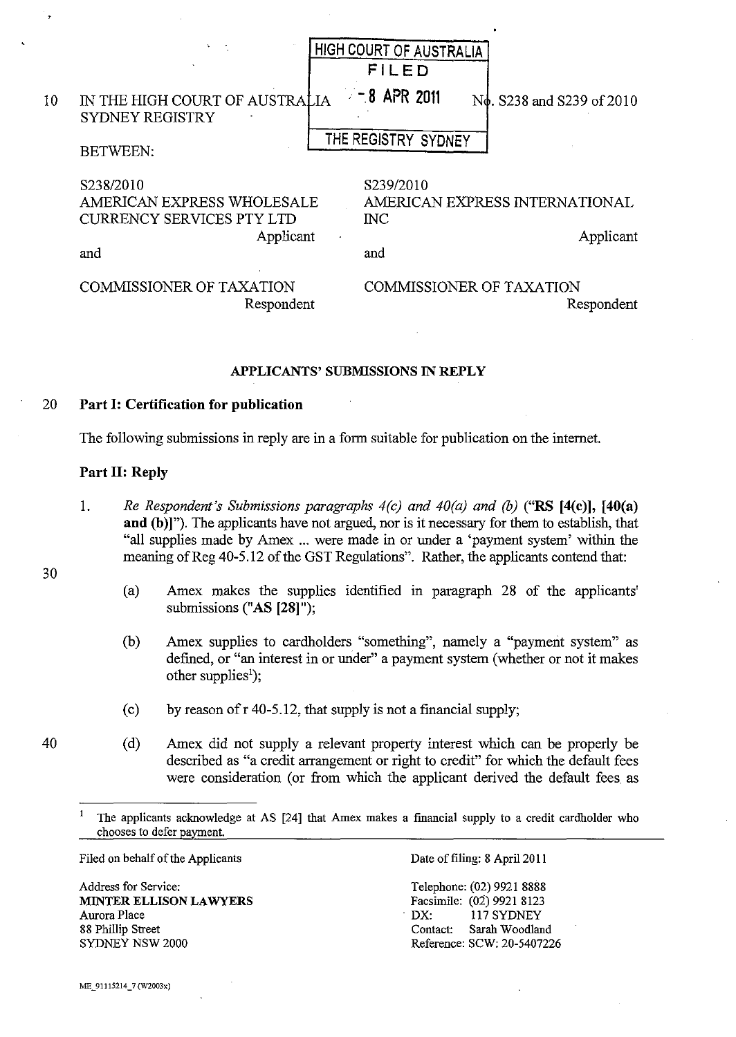HIGH COURT OF AUSTRALIA
FILED
8 APR 2011
THE REGISTRY SYDNEY

IN THE HIGH COURT OF AUSTRALIA
SYDNEY REGISTRY

No. S238 and S239 of 2010

BETWEEN:

| S238/2010 | S239/2010 |
|---|---|
| AMERICAN EXPRESS WHOLESALE CURRENCY SERVICES PTY LTD | AMERICAN EXPRESS INTERNATIONAL INC |
| Applicant | Applicant |
| and | and |
| COMMISSIONER OF TAXATION | COMMISSIONER OF TAXATION |
| Respondent | Respondent |

**APPLICANTS' SUBMISSIONS IN REPLY**

**Part I: Certification for publication**

The following submissions in reply are in a form suitable for publication on the internet.

**Part II: Reply**

1. *Re Respondent's Submissions paragraphs 4(c) and 40(a) and (b)* ("**RS [4(c)], [40(a) and (b)]**"). The applicants have not argued, nor is it necessary for them to establish, that "all supplies made by Amex ... were made in or under a 'payment system' within the meaning of Reg 40-5.12 of the GST Regulations". Rather, the applicants contend that:

   (a) Amex makes the supplies identified in paragraph 28 of the applicants' submissions ("**AS [28]**");

   (b) Amex supplies to cardholders "something", namely a "payment system" as defined, or "an interest in or under" a payment system (whether or not it makes other supplies[1]);

   (c) by reason of r 40-5.12, that supply is not a financial supply;

   (d) Amex did not supply a relevant property interest which can be properly be described as "a credit arrangement or right to credit" for which the default fees were consideration (or from which the applicant derived the default fees as

[1] The applicants acknowledge at AS [24] that Amex makes a financial supply to a credit cardholder who chooses to defer payment.

Filed on behalf of the Applicants

Address for Service:
**MINTER ELLISON LAWYERS**
Aurora Place
88 Phillip Street
SYDNEY NSW 2000

Date of filing: 8 April 2011

Telephone: (02) 9921 8888
Facsimile: (02) 9921 8123
DX: 117 SYDNEY
Contact: Sarah Woodland
Reference: SCW: 20-5407226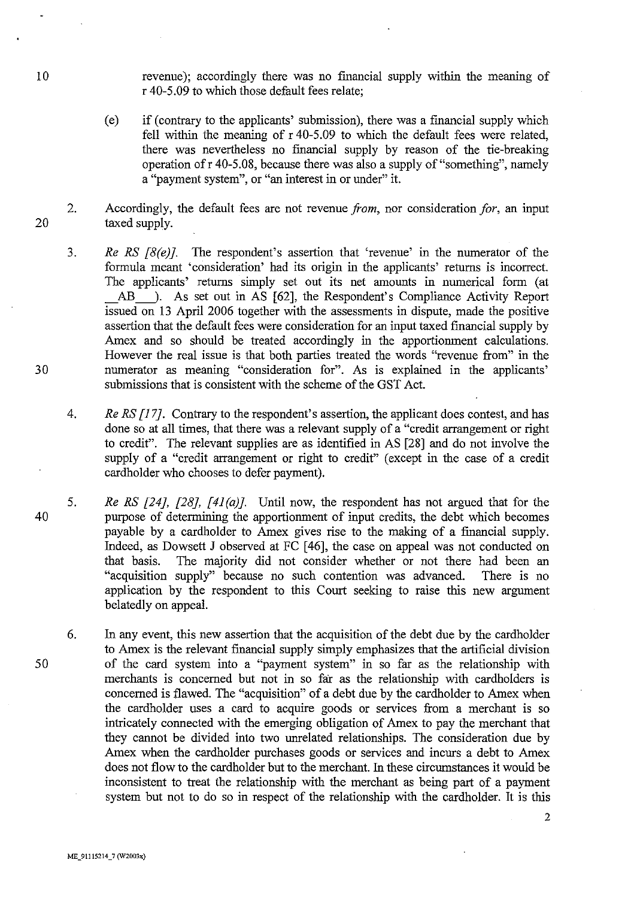revenue); accordingly there was no financial supply within the meaning of r 40-5.09 to which those default fees relate;

(e) if (contrary to the applicants' submission), there was a financial supply which fell within the meaning of r 40-5.09 to which the default fees were related, there was nevertheless no financial supply by reason of the tie-breaking operation of r 40-5.08, because there was also a supply of "something", namely a "payment system", or "an interest in or under" it.

2. Accordingly, the default fees are not revenue *from*, nor consideration *for*, an input taxed supply.

3. *Re RS [8(e)].* The respondent's assertion that 'revenue' in the numerator of the formula meant 'consideration' had its origin in the applicants' returns is incorrect. The applicants' returns simply set out its net amounts in numerical form (at \_\_AB\_\_\_). As set out in AS [62], the Respondent's Compliance Activity Report issued on 13 April 2006 together with the assessments in dispute, made the positive assertion that the default fees were consideration for an input taxed financial supply by Amex and so should be treated accordingly in the apportionment calculations. However the real issue is that both parties treated the words "revenue from" in the numerator as meaning "consideration for". As is explained in the applicants' submissions that is consistent with the scheme of the GST Act.

4. *Re RS [17].* Contrary to the respondent's assertion, the applicant does contest, and has done so at all times, that there was a relevant supply of a "credit arrangement or right to credit". The relevant supplies are as identified in AS [28] and do not involve the supply of a "credit arrangement or right to credit" (except in the case of a credit cardholder who chooses to defer payment).

5. *Re RS [24], [28], [41(a)].* Until now, the respondent has not argued that for the purpose of determining the apportionment of input credits, the debt which becomes payable by a cardholder to Amex gives rise to the making of a financial supply. Indeed, as Dowsett J observed at FC [46], the case on appeal was not conducted on that basis. The majority did not consider whether or not there had been an "acquisition supply" because no such contention was advanced. There is no application by the respondent to this Court seeking to raise this new argument belatedly on appeal.

6. In any event, this new assertion that the acquisition of the debt due by the cardholder to Amex is the relevant financial supply simply emphasizes that the artificial division of the card system into a "payment system" in so far as the relationship with merchants is concerned but not in so far as the relationship with cardholders is concerned is flawed. The "acquisition" of a debt due by the cardholder to Amex when the cardholder uses a card to acquire goods or services from a merchant is so intricately connected with the emerging obligation of Amex to pay the merchant that they cannot be divided into two unrelated relationships. The consideration due by Amex when the cardholder purchases goods or services and incurs a debt to Amex does not flow to the cardholder but to the merchant. In these circumstances it would be inconsistent to treat the relationship with the merchant as being part of a payment system but not to do so in respect of the relationship with the cardholder. It is this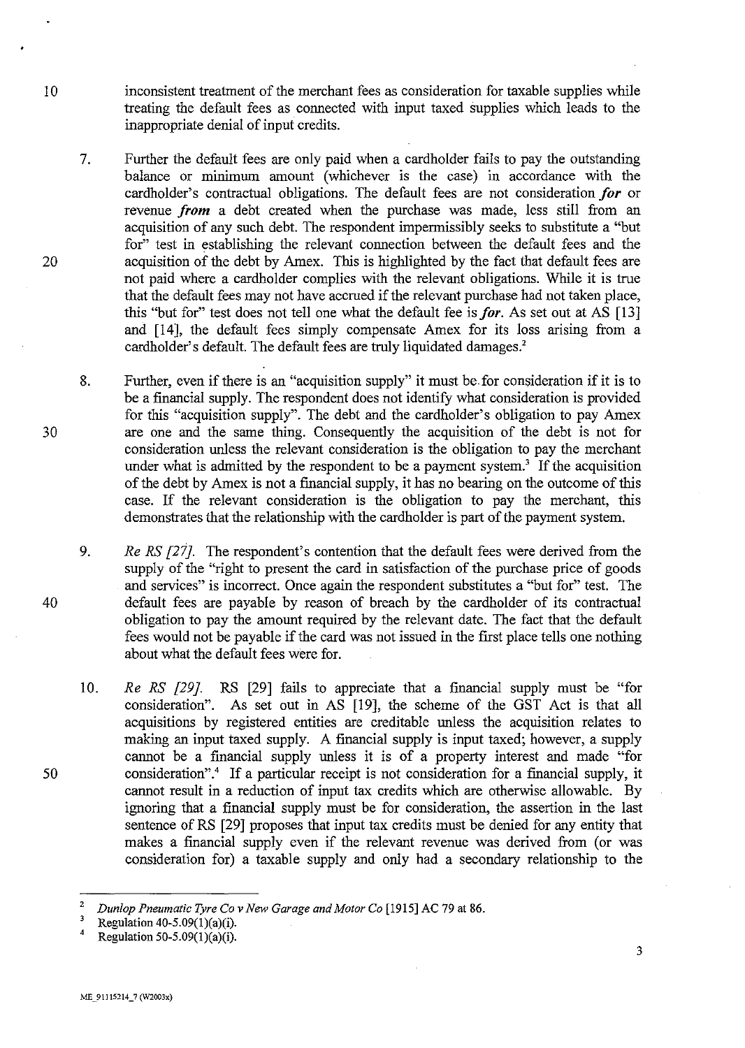inconsistent treatment of the merchant fees as consideration for taxable supplies while treating the default fees as connected with input taxed supplies which leads to the inappropriate denial of input credits.

7. Further the default fees are only paid when a cardholder fails to pay the outstanding balance or minimum amount (whichever is the case) in accordance with the cardholder's contractual obligations. The default fees are not consideration ***for*** or revenue ***from*** a debt created when the purchase was made, less still from an acquisition of any such debt. The respondent impermissibly seeks to substitute a "but for" test in establishing the relevant connection between the default fees and the acquisition of the debt by Amex. This is highlighted by the fact that default fees are not paid where a cardholder complies with the relevant obligations. While it is true that the default fees may not have accrued if the relevant purchase had not taken place, this "but for" test does not tell one what the default fee is ***for***. As set out at AS [13] and [14], the default fees simply compensate Amex for its loss arising from a cardholder's default. The default fees are truly liquidated damages.[2]

8. Further, even if there is an "acquisition supply" it must be for consideration if it is to be a financial supply. The respondent does not identify what consideration is provided for this "acquisition supply". The debt and the cardholder's obligation to pay Amex are one and the same thing. Consequently the acquisition of the debt is not for consideration unless the relevant consideration is the obligation to pay the merchant under what is admitted by the respondent to be a payment system.[3] If the acquisition of the debt by Amex is not a financial supply, it has no bearing on the outcome of this case. If the relevant consideration is the obligation to pay the merchant, this demonstrates that the relationship with the cardholder is part of the payment system.

9. *Re RS [27].* The respondent's contention that the default fees were derived from the supply of the "right to present the card in satisfaction of the purchase price of goods and services" is incorrect. Once again the respondent substitutes a "but for" test. The default fees are payable by reason of breach by the cardholder of its contractual obligation to pay the amount required by the relevant date. The fact that the default fees would not be payable if the card was not issued in the first place tells one nothing about what the default fees were for.

10. *Re RS [29].* RS [29] fails to appreciate that a financial supply must be "for consideration". As set out in AS [19], the scheme of the GST Act is that all acquisitions by registered entities are creditable unless the acquisition relates to making an input taxed supply. A financial supply is input taxed; however, a supply cannot be a financial supply unless it is of a property interest and made "for consideration".[4] If a particular receipt is not consideration for a financial supply, it cannot result in a reduction of input tax credits which are otherwise allowable. By ignoring that a financial supply must be for consideration, the assertion in the last sentence of RS [29] proposes that input tax credits must be denied for any entity that makes a financial supply even if the relevant revenue was derived from (or was consideration for) a taxable supply and only had a secondary relationship to the

---

[2] *Dunlop Pneumatic Tyre Co v New Garage and Motor Co* [1915] AC 79 at 86.

[3] Regulation 40-5.09(1)(a)(i).

[4] Regulation 50-5.09(1)(a)(i).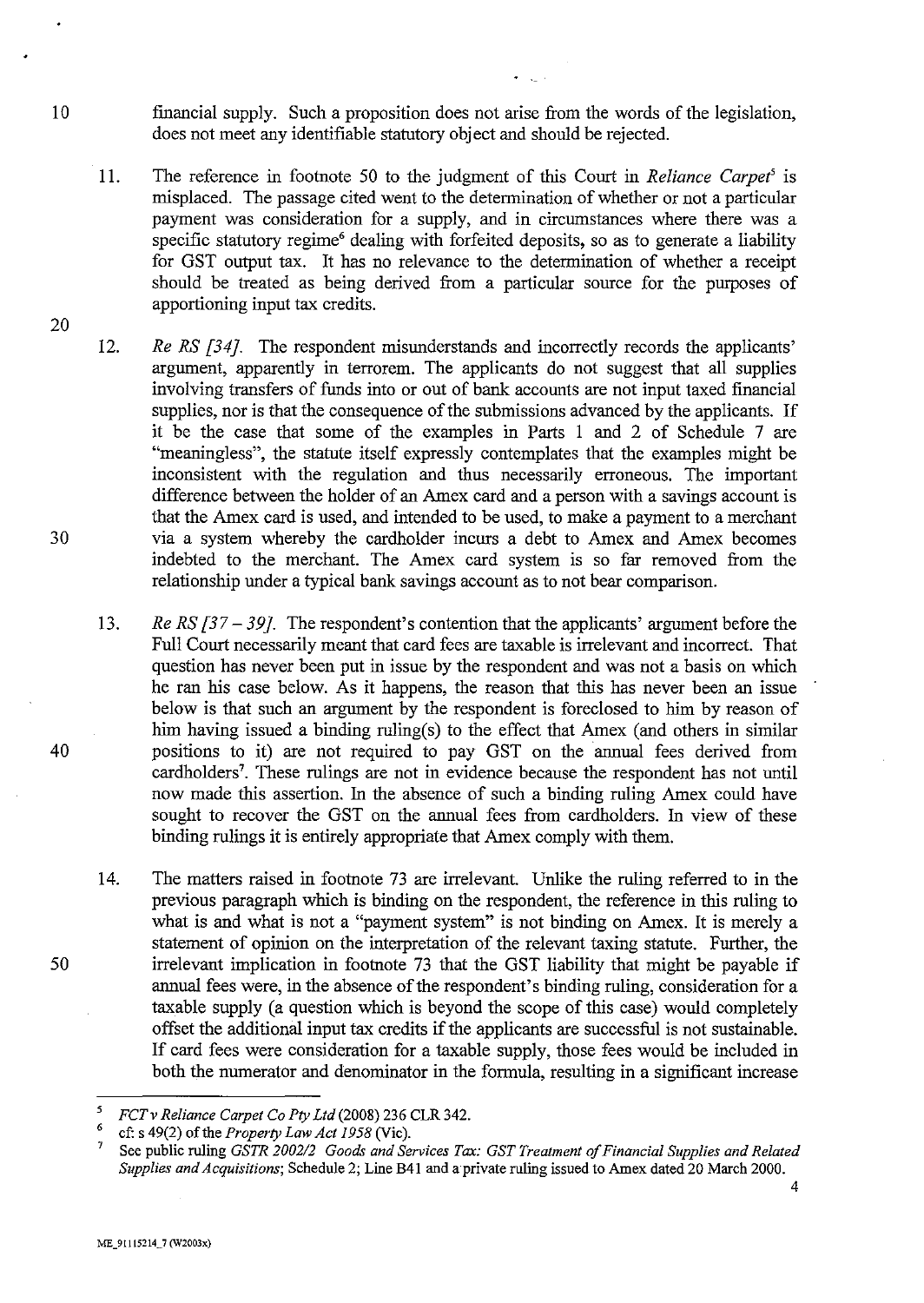financial supply. Such a proposition does not arise from the words of the legislation, does not meet any identifiable statutory object and should be rejected.

11. The reference in footnote 50 to the judgment of this Court in *Reliance Carpet*[5] is misplaced. The passage cited went to the determination of whether or not a particular payment was consideration for a supply, and in circumstances where there was a specific statutory regime[6] dealing with forfeited deposits, so as to generate a liability for GST output tax. It has no relevance to the determination of whether a receipt should be treated as being derived from a particular source for the purposes of apportioning input tax credits.

12. *Re RS [34]*. The respondent misunderstands and incorrectly records the applicants' argument, apparently in terrorem. The applicants do not suggest that all supplies involving transfers of funds into or out of bank accounts are not input taxed financial supplies, nor is that the consequence of the submissions advanced by the applicants. If it be the case that some of the examples in Parts 1 and 2 of Schedule 7 are "meaningless", the statute itself expressly contemplates that the examples might be inconsistent with the regulation and thus necessarily erroneous. The important difference between the holder of an Amex card and a person with a savings account is that the Amex card is used, and intended to be used, to make a payment to a merchant via a system whereby the cardholder incurs a debt to Amex and Amex becomes indebted to the merchant. The Amex card system is so far removed from the relationship under a typical bank savings account as to not bear comparison.

13. *Re RS [37 – 39]*. The respondent's contention that the applicants' argument before the Full Court necessarily meant that card fees are taxable is irrelevant and incorrect. That question has never been put in issue by the respondent and was not a basis on which he ran his case below. As it happens, the reason that this has never been an issue below is that such an argument by the respondent is foreclosed to him by reason of him having issued a binding ruling(s) to the effect that Amex (and others in similar positions to it) are not required to pay GST on the annual fees derived from cardholders[7]. These rulings are not in evidence because the respondent has not until now made this assertion. In the absence of such a binding ruling Amex could have sought to recover the GST on the annual fees from cardholders. In view of these binding rulings it is entirely appropriate that Amex comply with them.

14. The matters raised in footnote 73 are irrelevant. Unlike the ruling referred to in the previous paragraph which is binding on the respondent, the reference in this ruling to what is and what is not a "payment system" is not binding on Amex. It is merely a statement of opinion on the interpretation of the relevant taxing statute. Further, the irrelevant implication in footnote 73 that the GST liability that might be payable if annual fees were, in the absence of the respondent's binding ruling, consideration for a taxable supply (a question which is beyond the scope of this case) would completely offset the additional input tax credits if the applicants are successful is not sustainable. If card fees were consideration for a taxable supply, those fees would be included in both the numerator and denominator in the formula, resulting in a significant increase

---

[5] *FCT v Reliance Carpet Co Pty Ltd* (2008) 236 CLR 342.

[6] cf: s 49(2) of the *Property Law Act 1958* (Vic).

[7] See public ruling *GSTR 2002/2 Goods and Services Tax: GST Treatment of Financial Supplies and Related Supplies and Acquisitions*; Schedule 2; Line B41 and a private ruling issued to Amex dated 20 March 2000.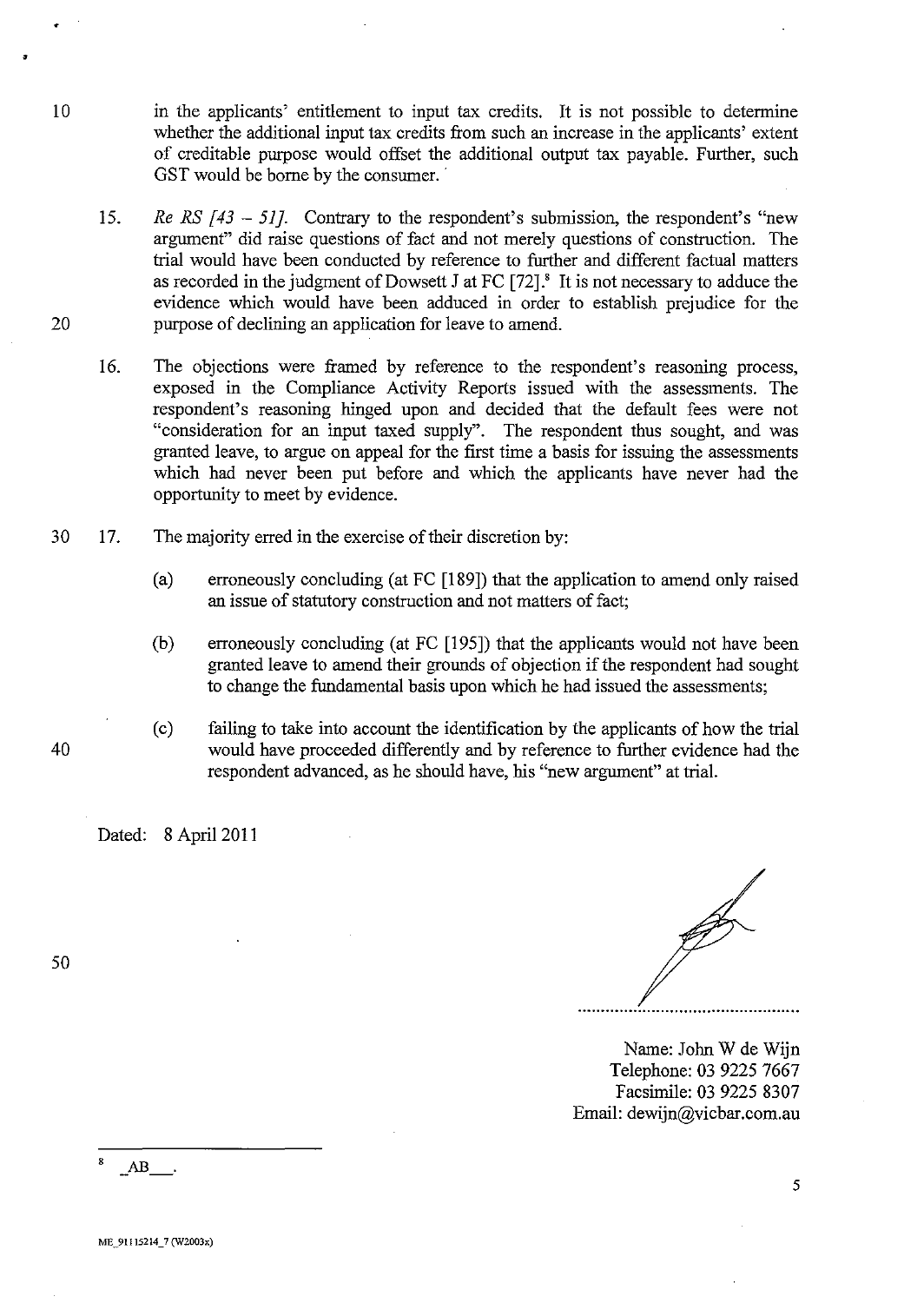in the applicants' entitlement to input tax credits. It is not possible to determine whether the additional input tax credits from such an increase in the applicants' extent of creditable purpose would offset the additional output tax payable. Further, such GST would be borne by the consumer.

15. *Re RS [43 – 51]*. Contrary to the respondent's submission, the respondent's "new argument" did raise questions of fact and not merely questions of construction. The trial would have been conducted by reference to further and different factual matters as recorded in the judgment of Dowsett J at FC [72].[8] It is not necessary to adduce the evidence which would have been adduced in order to establish prejudice for the purpose of declining an application for leave to amend.

16. The objections were framed by reference to the respondent's reasoning process, exposed in the Compliance Activity Reports issued with the assessments. The respondent's reasoning hinged upon and decided that the default fees were not "consideration for an input taxed supply". The respondent thus sought, and was granted leave, to argue on appeal for the first time a basis for issuing the assessments which had never been put before and which the applicants have never had the opportunity to meet by evidence.

17. The majority erred in the exercise of their discretion by:

   (a) erroneously concluding (at FC [189]) that the application to amend only raised an issue of statutory construction and not matters of fact;

   (b) erroneously concluding (at FC [195]) that the applicants would not have been granted leave to amend their grounds of objection if the respondent had sought to change the fundamental basis upon which he had issued the assessments;

   (c) failing to take into account the identification by the applicants of how the trial would have proceeded differently and by reference to further evidence had the respondent advanced, as he should have, his "new argument" at trial.

Dated: 8 April 2011

Name: John W de Wijn
Telephone: 03 9225 7667
Facsimile: 03 9225 8307
Email: dewijn@vicbar.com.au

[8] AB___.

ME_91115214_7 (W2003x)